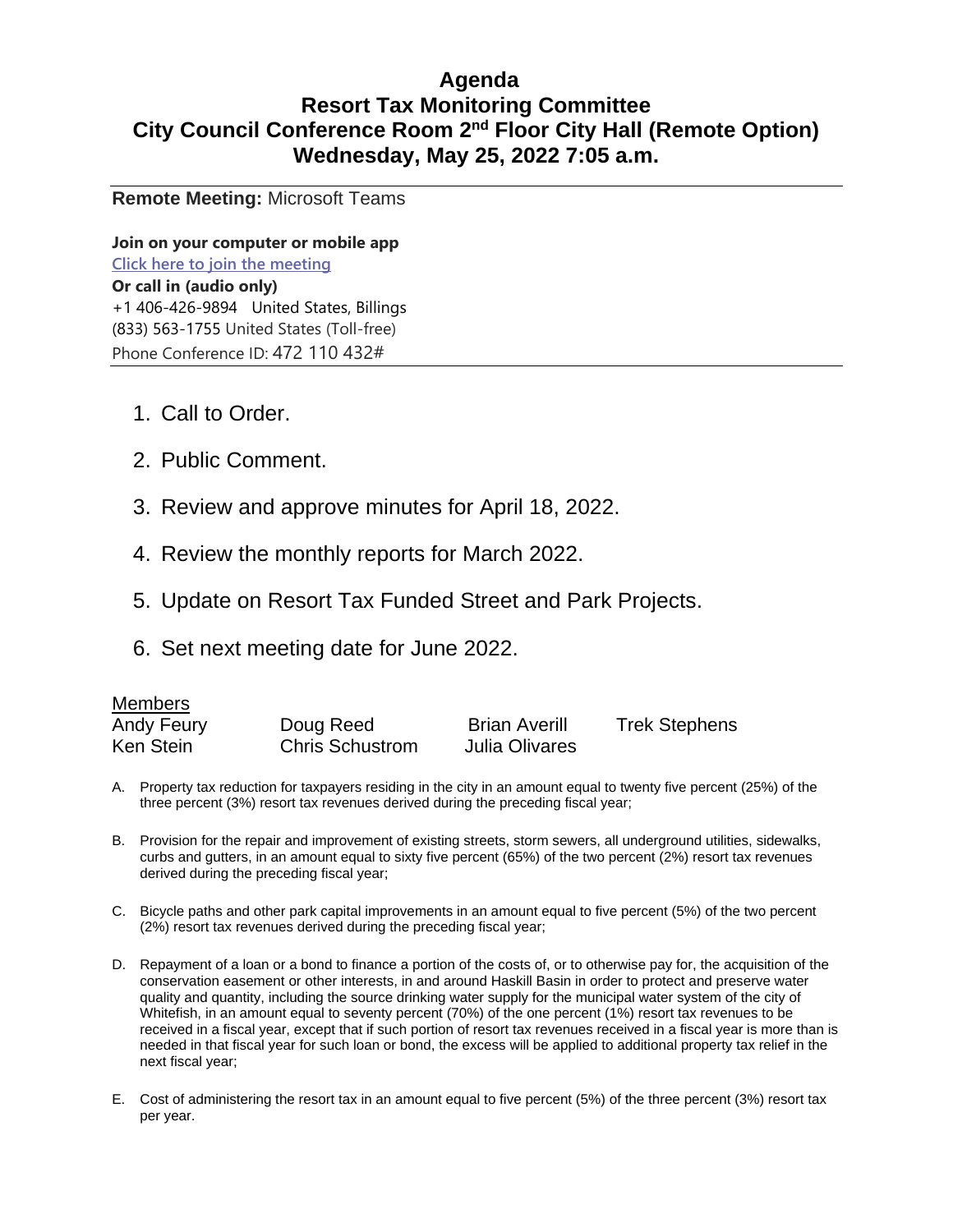# Agenda
# Resort Tax Monitoring Committee
# City Council Conference Room 2nd Floor City Hall (Remote Option)
# Wednesday, May 25, 2022 7:05 a.m.

---

**Remote Meeting:** Microsoft Teams

**Join on your computer or mobile app**
**Click here to join the meeting**
**Or call in (audio only)**
+1 406-426-9894 United States, Billings
(833) 563-1755 United States (Toll-free)
Phone Conference ID: 472 110 432#

---

1. Call to Order.
2. Public Comment.
3. Review and approve minutes for April 18, 2022.
4. Review the monthly reports for March 2022.
5. Update on Resort Tax Funded Street and Park Projects.
6. Set next meeting date for June 2022.

Members

| | | | |
|---|---|---|---|
| Andy Feury | Doug Reed | Brian Averill | Trek Stephens |
| Ken Stein | Chris Schustrom | Julia Olivares | |

A. Property tax reduction for taxpayers residing in the city in an amount equal to twenty five percent (25%) of the three percent (3%) resort tax revenues derived during the preceding fiscal year;

B. Provision for the repair and improvement of existing streets, storm sewers, all underground utilities, sidewalks, curbs and gutters, in an amount equal to sixty five percent (65%) of the two percent (2%) resort tax revenues derived during the preceding fiscal year;

C. Bicycle paths and other park capital improvements in an amount equal to five percent (5%) of the two percent (2%) resort tax revenues derived during the preceding fiscal year;

D. Repayment of a loan or a bond to finance a portion of the costs of, or to otherwise pay for, the acquisition of the conservation easement or other interests, in and around Haskill Basin in order to protect and preserve water quality and quantity, including the source drinking water supply for the municipal water system of the city of Whitefish, in an amount equal to seventy percent (70%) of the one percent (1%) resort tax revenues to be received in a fiscal year, except that if such portion of resort tax revenues received in a fiscal year is more than is needed in that fiscal year for such loan or bond, the excess will be applied to additional property tax relief in the next fiscal year;

E. Cost of administering the resort tax in an amount equal to five percent (5%) of the three percent (3%) resort tax per year.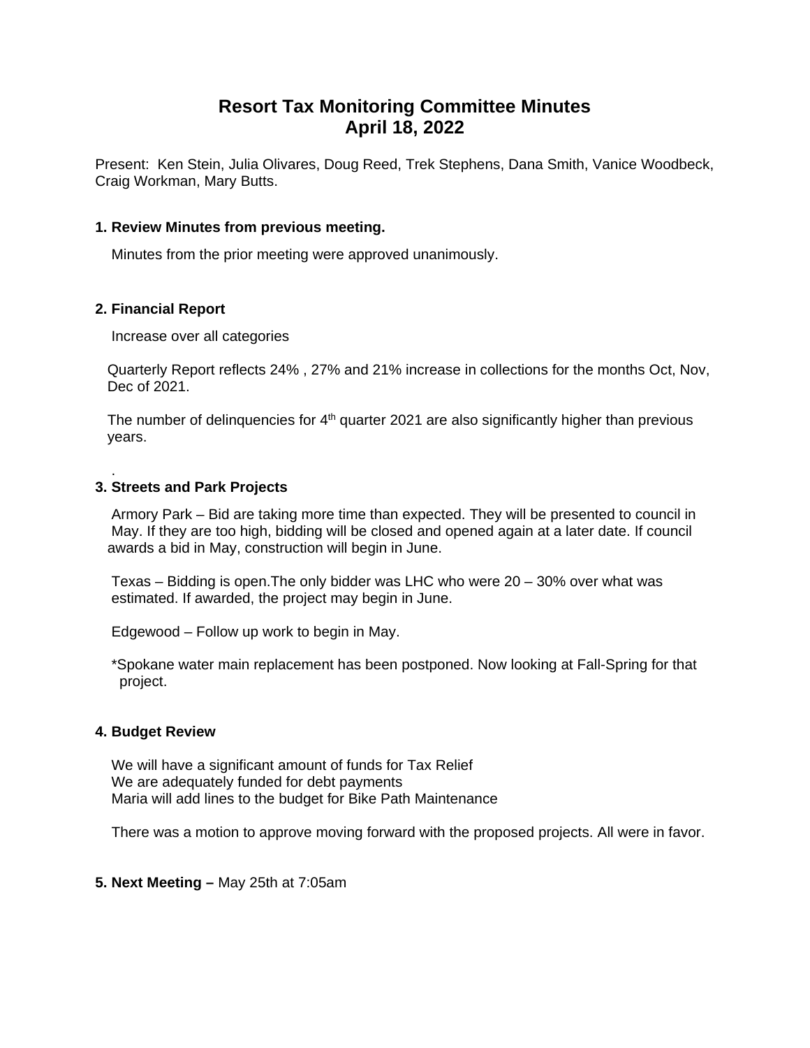# Resort Tax Monitoring Committee Minutes
# April 18, 2022

Present: Ken Stein, Julia Olivares, Doug Reed, Trek Stephens, Dana Smith, Vanice Woodbeck, Craig Workman, Mary Butts.

### 1. Review Minutes from previous meeting.

Minutes from the prior meeting were approved unanimously.

### 2. Financial Report

Increase over all categories

Quarterly Report reflects 24% , 27% and 21% increase in collections for the months Oct, Nov, Dec of 2021.

The number of delinquencies for 4th quarter 2021 are also significantly higher than previous years.

.

### 3. Streets and Park Projects

Armory Park – Bid are taking more time than expected. They will be presented to council in May. If they are too high, bidding will be closed and opened again at a later date. If council awards a bid in May, construction will begin in June.

Texas – Bidding is open.The only bidder was LHC who were 20 – 30% over what was estimated. If awarded, the project may begin in June.

Edgewood – Follow up work to begin in May.

*Spokane water main replacement has been postponed. Now looking at Fall-Spring for that project.

### 4. Budget Review

We will have a significant amount of funds for Tax Relief
We are adequately funded for debt payments
Maria will add lines to the budget for Bike Path Maintenance

There was a motion to approve moving forward with the proposed projects. All were in favor.

**5. Next Meeting –** May 25th at 7:05am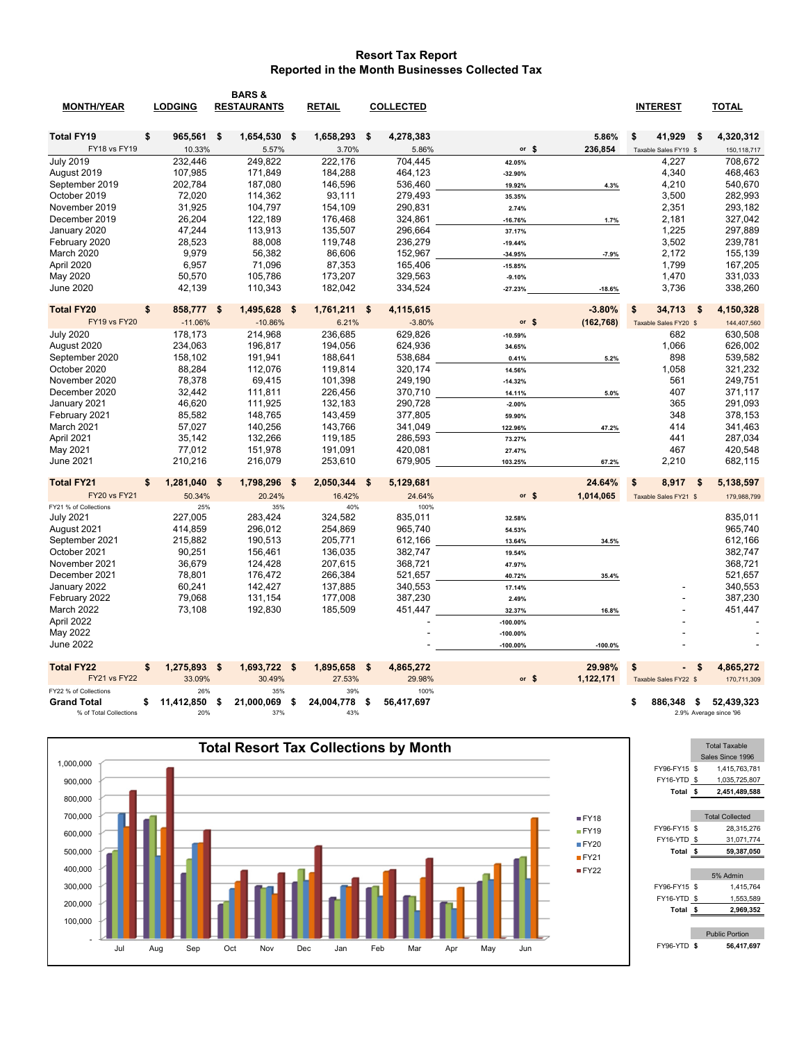# Resort Tax Report
## Reported in the Month Businesses Collected Tax

| MONTH/YEAR | LODGING | BARS & RESTAURANTS | RETAIL | COLLECTED | | | INTEREST | TOTAL |
|---|---|---|---|---|---|---|---|---|
| **Total FY19** | **$ 965,561** | **$ 1,654,530** | **$ 1,658,293** | **$ 4,278,383** | | **5.86%** | **$ 41,929** | **$ 4,320,312** |
| FY18 vs FY19 | 10.33% | 5.57% | 3.70% | 5.86% | or $ | 236,854 | Taxable Sales FY19 $ | 150,118,717 |
| July 2019 | 232,446 | 249,822 | 222,176 | 704,445 | 42.05% | | 4,227 | 708,672 |
| August 2019 | 107,985 | 171,849 | 184,288 | 464,123 | -32.90% | | 4,340 | 468,463 |
| September 2019 | 202,784 | 187,080 | 146,596 | 536,460 | 19.92% | 4.3% | 4,210 | 540,670 |
| October 2019 | 72,020 | 114,362 | 93,111 | 279,493 | 35.35% | | 3,500 | 282,993 |
| November 2019 | 31,925 | 104,797 | 154,109 | 290,831 | 2.74% | | 2,351 | 293,182 |
| December 2019 | 26,204 | 122,189 | 176,468 | 324,861 | -16.76% | 1.7% | 2,181 | 327,042 |
| January 2020 | 47,244 | 113,913 | 135,507 | 296,664 | 37.17% | | 1,225 | 297,889 |
| February 2020 | 28,523 | 88,008 | 119,748 | 236,279 | -19.44% | | 3,502 | 239,781 |
| March 2020 | 9,979 | 56,382 | 86,606 | 152,967 | -34.95% | -7.9% | 2,172 | 155,139 |
| April 2020 | 6,957 | 71,096 | 87,353 | 165,406 | -15.85% | | 1,799 | 167,205 |
| May 2020 | 50,570 | 105,786 | 173,207 | 329,563 | -9.10% | | 1,470 | 331,033 |
| June 2020 | 42,139 | 110,343 | 182,042 | 334,524 | -27.23% | -18.6% | 3,736 | 338,260 |
| **Total FY20** | **$ 858,777** | **$ 1,495,628** | **$ 1,761,211** | **$ 4,115,615** | | **-3.80%** | **$ 34,713** | **$ 4,150,328** |
| FY19 vs FY20 | -11.06% | -10.86% | 6.21% | -3.80% | or $ | (162,768) | Taxable Sales FY20 $ | 144,407,560 |
| July 2020 | 178,173 | 214,968 | 236,685 | 629,826 | -10.59% | | 682 | 630,508 |
| August 2020 | 234,063 | 196,817 | 194,056 | 624,936 | 34.65% | | 1,066 | 626,002 |
| September 2020 | 158,102 | 191,941 | 188,641 | 538,684 | 0.41% | 5.2% | 898 | 539,582 |
| October 2020 | 88,284 | 112,076 | 119,814 | 320,174 | 14.56% | | 1,058 | 321,232 |
| November 2020 | 78,378 | 69,415 | 101,398 | 249,190 | -14.32% | | 561 | 249,751 |
| December 2020 | 32,442 | 111,811 | 226,456 | 370,710 | 14.11% | 5.0% | 407 | 371,117 |
| January 2021 | 46,620 | 111,925 | 132,183 | 290,728 | -2.00% | | 365 | 291,093 |
| February 2021 | 85,582 | 148,765 | 143,459 | 377,805 | 59.90% | | 348 | 378,153 |
| March 2021 | 57,027 | 140,256 | 143,766 | 341,049 | 122.96% | 47.2% | 414 | 341,463 |
| April 2021 | 35,142 | 132,266 | 119,185 | 286,593 | 73.27% | | 441 | 287,034 |
| May 2021 | 77,012 | 151,978 | 191,091 | 420,081 | 27.47% | | 467 | 420,548 |
| June 2021 | 210,216 | 216,079 | 253,610 | 679,905 | 103.25% | 67.2% | 2,210 | 682,115 |
| **Total FY21** | **$ 1,281,040** | **$ 1,798,296** | **$ 2,050,344** | **$ 5,129,681** | | **24.64%** | **$ 8,917** | **$ 5,138,597** |
| FY20 vs FY21 | 50.34% | 20.24% | 16.42% | 24.64% | or $ | 1,014,065 | Taxable Sales FY21 $ | 179,988,799 |
| FY21 % of Collections | 25% | 35% | 40% | 100% | | | | |
| July 2021 | 227,005 | 283,424 | 324,582 | 835,011 | 32.58% | | | 835,011 |
| August 2021 | 414,859 | 296,012 | 254,869 | 965,740 | 54.53% | | | 965,740 |
| September 2021 | 215,882 | 190,513 | 205,771 | 612,166 | 13.64% | 34.5% | | 612,166 |
| October 2021 | 90,251 | 156,461 | 136,035 | 382,747 | 19.54% | | | 382,747 |
| November 2021 | 36,679 | 124,428 | 207,615 | 368,721 | 47.97% | | | 368,721 |
| December 2021 | 78,801 | 176,472 | 266,384 | 521,657 | 40.72% | 35.4% | | 521,657 |
| January 2022 | 60,241 | 142,427 | 137,885 | 340,553 | 17.14% | | - | 340,553 |
| February 2022 | 79,068 | 131,154 | 177,008 | 387,230 | 2.49% | | - | 387,230 |
| March 2022 | 73,108 | 192,830 | 185,509 | 451,447 | 32.37% | 16.8% | - | 451,447 |
| April 2022 | | | | - | -100.00% | | - | - |
| May 2022 | | | | - | -100.00% | | - | - |
| June 2022 | | | | - | -100.00% | -100.0% | - | - |
| **Total FY22** | **$ 1,275,893** | **$ 1,693,722** | **$ 1,895,658** | **$ 4,865,272** | | **29.98%** | **$ -** | **$ 4,865,272** |
| FY21 vs FY22 | 33.09% | 30.49% | 27.53% | 29.98% | or $ | 1,122,171 | Taxable Sales FY22 $ | 170,711,309 |
| FY22 % of Collections | 26% | 35% | 39% | 100% | | | | |
| **Grand Total** | **$ 11,412,850** | **$ 21,000,069** | **$ 24,004,778** | **$ 56,417,697** | | | **$ 886,348** | **$ 52,439,323** |
| % of Total Collections | 20% | 37% | 43% | | | | | 2.9% Average since '96 |

**Total Resort Tax Collections by Month**

| Total Taxable Sales Since 1996 | |
|---|---|
| FY96-FY15 | $ 1,415,763,781 |
| FY16-YTD | $ 1,035,725,807 |
| **Total** | **$ 2,451,489,588** |

| Total Collected | |
|---|---|
| FY96-FY15 | $ 28,315,276 |
| FY16-YTD | $ 31,071,774 |
| **Total** | **$ 59,387,050** |

| 5% Admin | |
|---|---|
| FY96-FY15 | $ 1,415,764 |
| FY16-YTD | $ 1,553,589 |
| **Total** | **$ 2,969,352** |

| Public Portion | |
|---|---|
| FY96-YTD | **$ 56,417,697** |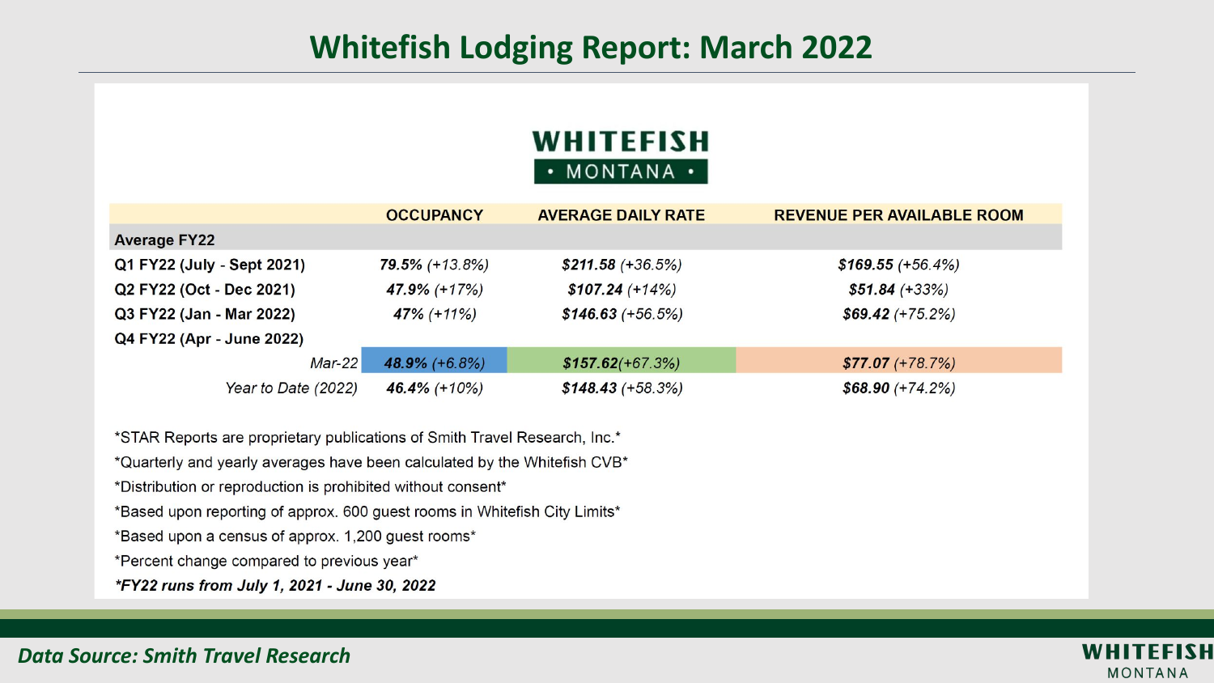# Whitefish Lodging Report: March 2022

**WHITEFISH**
**• MONTANA •**

| | OCCUPANCY | AVERAGE DAILY RATE | REVENUE PER AVAILABLE ROOM |
|---|---|---|---|
| **Average FY22** | | | |
| **Q1 FY22 (July - Sept 2021)** | ***79.5%*** *(+13.8%)* | ***$211.58*** *(+36.5%)* | ***$169.55*** *(+56.4%)* |
| **Q2 FY22 (Oct - Dec 2021)** | ***47.9%*** *(+17%)* | ***$107.24*** *(+14%)* | ***$51.84*** *(+33%)* |
| **Q3 FY22 (Jan - Mar 2022)** | ***47%*** *(+11%)* | ***$146.63*** *(+56.5%)* | ***$69.42*** *(+75.2%)* |
| **Q4 FY22 (Apr - June 2022)** | | | |
| *Mar-22* | ***48.9%*** *(+6.8%)* | ***$157.62****(+67.3%)* | ***$77.07*** *(+78.7%)* |
| *Year to Date (2022)* | ***46.4%*** *(+10%)* | ***$148.43*** *(+58.3%)* | ***$68.90*** *(+74.2%)* |

*STAR Reports are proprietary publications of Smith Travel Research, Inc.*

*Quarterly and yearly averages have been calculated by the Whitefish CVB*

*Distribution or reproduction is prohibited without consent*

*Based upon reporting of approx. 600 guest rooms in Whitefish City Limits*

*Based upon a census of approx. 1,200 guest rooms*

*Percent change compared to previous year*

***FY22 runs from July 1, 2021 - June 30, 2022***

*Data Source: Smith Travel Research*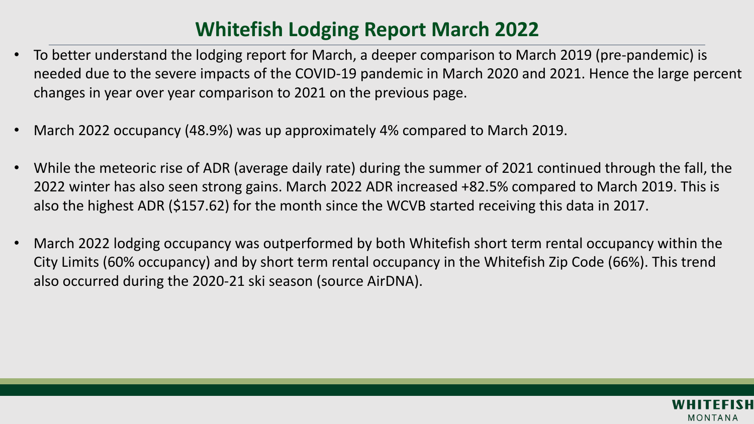# Whitefish Lodging Report March 2022

- To better understand the lodging report for March, a deeper comparison to March 2019 (pre-pandemic) is needed due to the severe impacts of the COVID-19 pandemic in March 2020 and 2021. Hence the large percent changes in year over year comparison to 2021 on the previous page.
- March 2022 occupancy (48.9%) was up approximately 4% compared to March 2019.
- While the meteoric rise of ADR (average daily rate) during the summer of 2021 continued through the fall, the 2022 winter has also seen strong gains. March 2022 ADR increased +82.5% compared to March 2019. This is also the highest ADR ($157.62) for the month since the WCVB started receiving this data in 2017.
- March 2022 lodging occupancy was outperformed by both Whitefish short term rental occupancy within the City Limits (60% occupancy) and by short term rental occupancy in the Whitefish Zip Code (66%). This trend also occurred during the 2020-21 ski season (source AirDNA).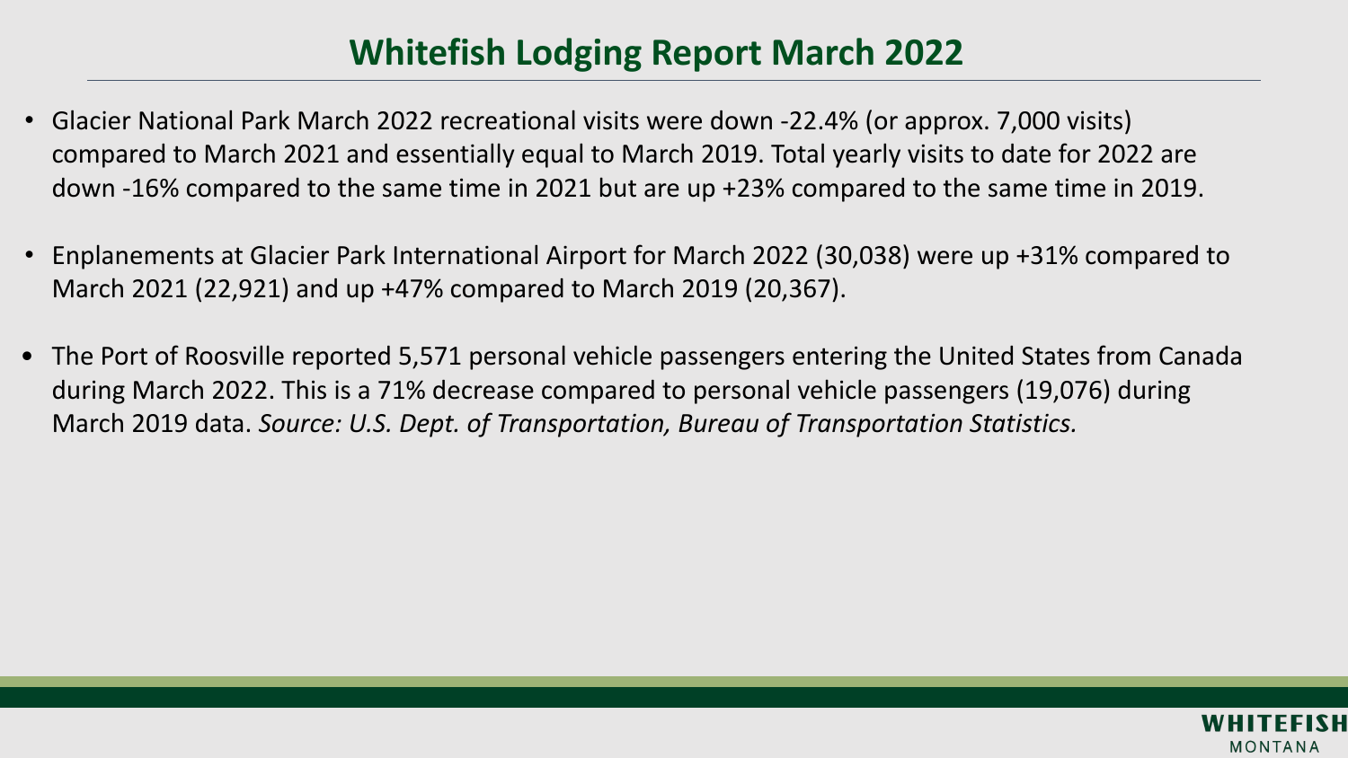# Whitefish Lodging Report March 2022

- Glacier National Park March 2022 recreational visits were down -22.4% (or approx. 7,000 visits) compared to March 2021 and essentially equal to March 2019. Total yearly visits to date for 2022 are down -16% compared to the same time in 2021 but are up +23% compared to the same time in 2019.

- Enplanements at Glacier Park International Airport for March 2022 (30,038) were up +31% compared to March 2021 (22,921) and up +47% compared to March 2019 (20,367).

- The Port of Roosville reported 5,571 personal vehicle passengers entering the United States from Canada during March 2022. This is a 71% decrease compared to personal vehicle passengers (19,076) during March 2019 data. *Source: U.S. Dept. of Transportation, Bureau of Transportation Statistics.*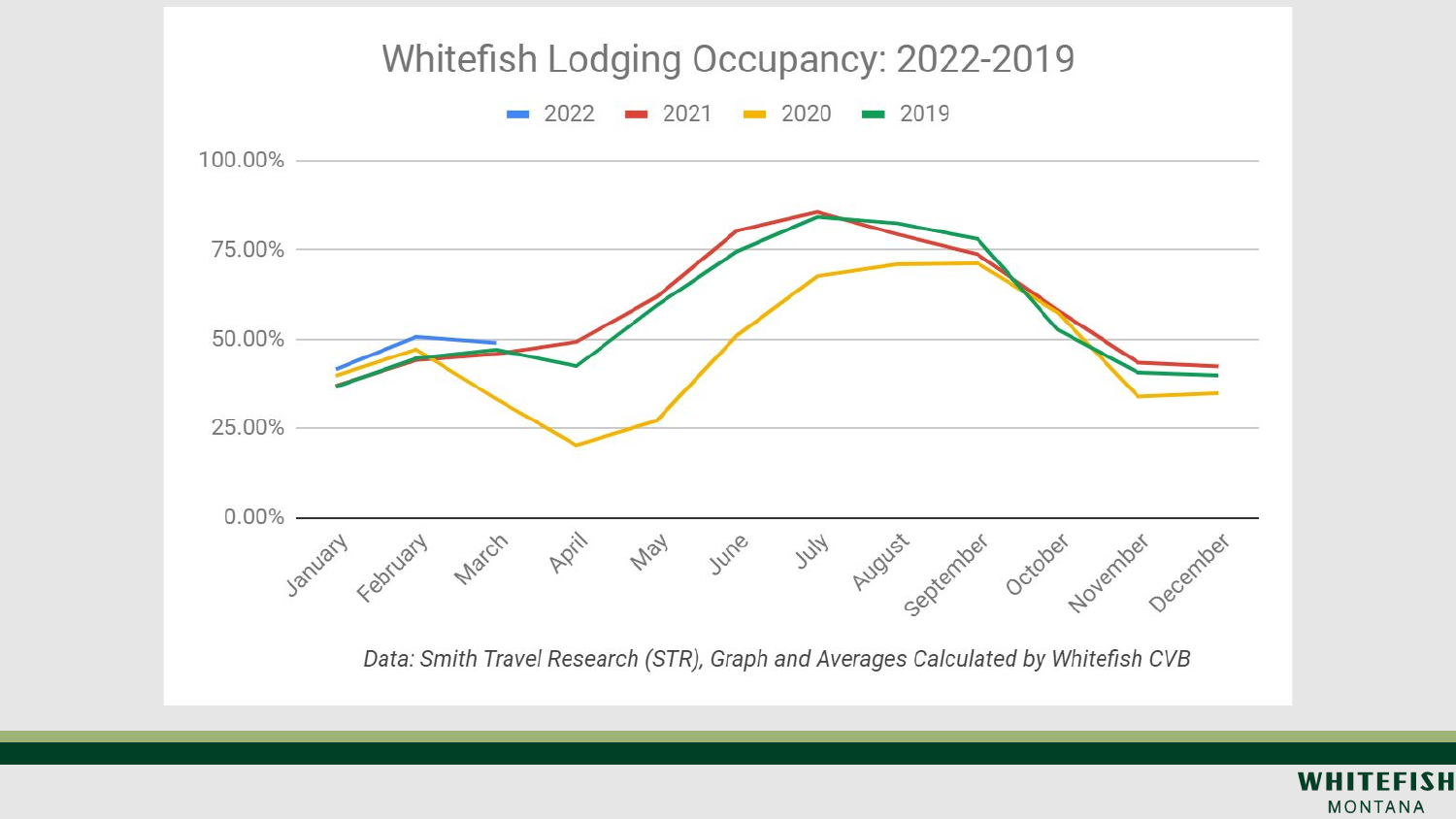# Whitefish Lodging Occupancy: 2022-2019

*Data: Smith Travel Research (STR), Graph and Averages Calculated by Whitefish CVB*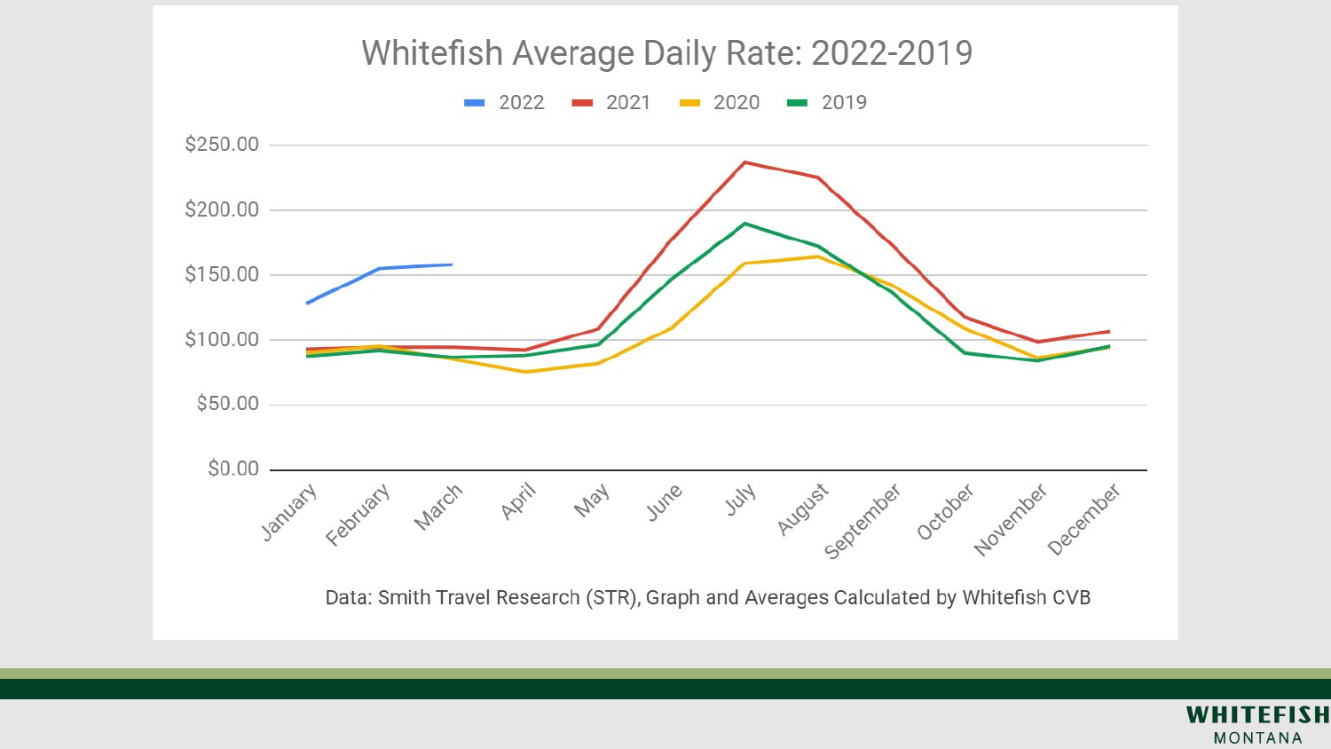# Whitefish Average Daily Rate: 2022-2019

2022 | 2021 | 2020 | 2019

$250.00
$200.00
$150.00
$100.00
$50.00
$0.00

January, February, March, April, May, June, July, August, September, October, November, December

Data: Smith Travel Research (STR), Graph and Averages Calculated by Whitefish CVB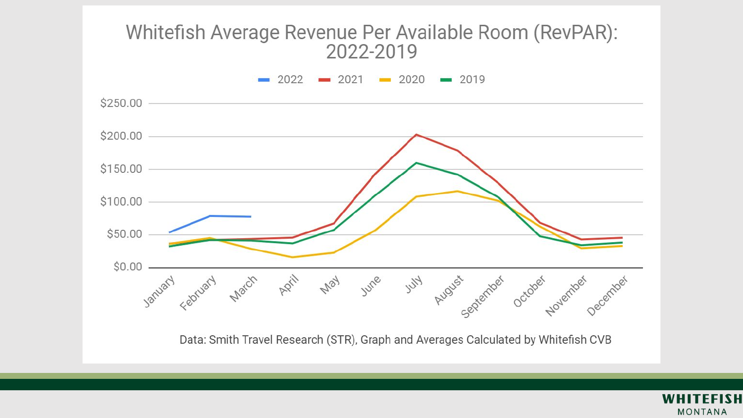# Whitefish Average Revenue Per Available Room (RevPAR): 2022-2019

Legend: 2022, 2021, 2020, 2019

Y-axis: $0.00, $50.00, $100.00, $150.00, $200.00, $250.00

X-axis: January, February, March, April, May, June, July, August, September, October, November, December

Data: Smith Travel Research (STR), Graph and Averages Calculated by Whitefish CVB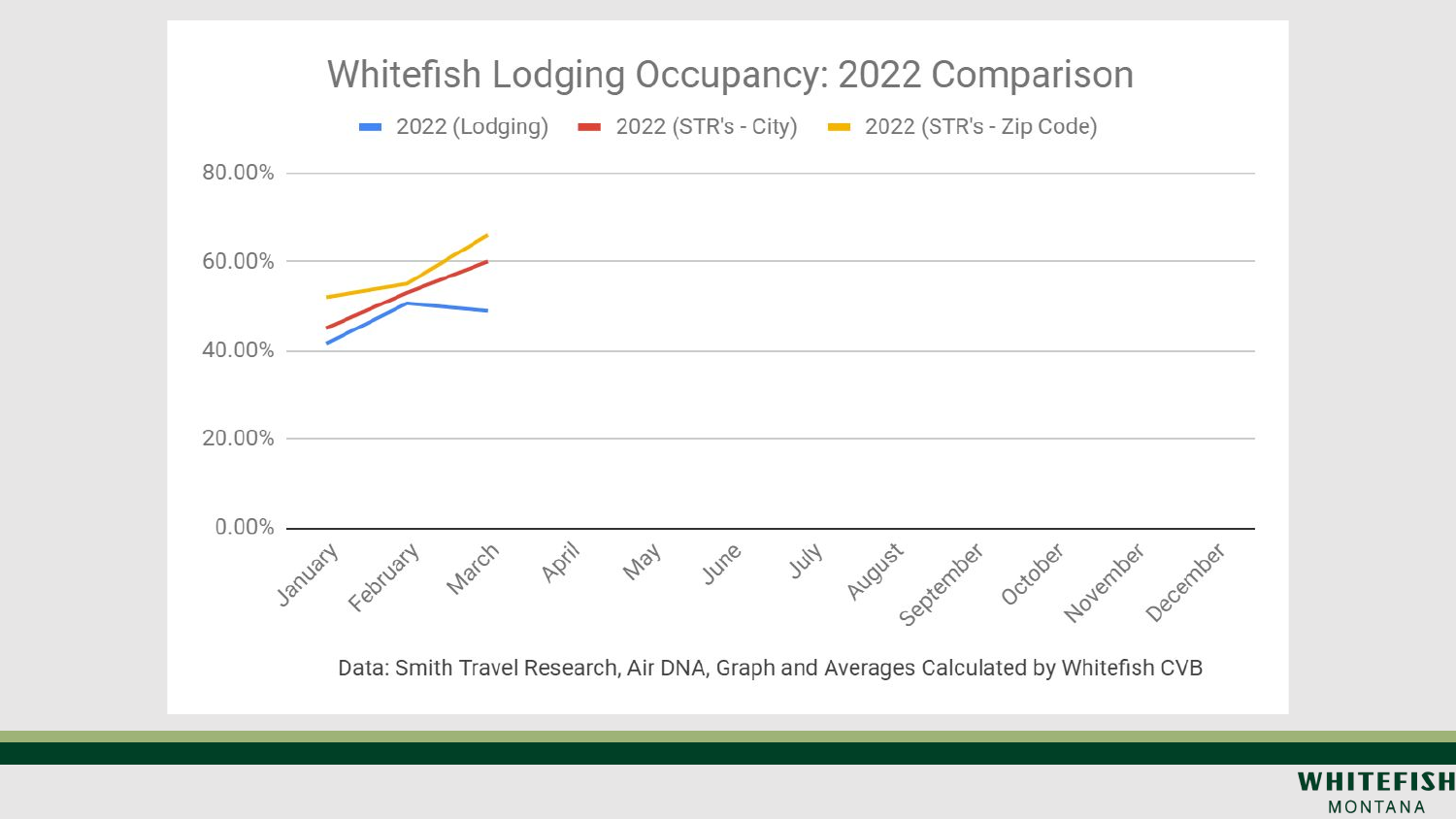# Whitefish Lodging Occupancy: 2022 Comparison

2022 (Lodging)
2022 (STR's - City)
2022 (STR's - Zip Code)

80.00%
60.00%
40.00%
20.00%
0.00%

January
February
March
April
May
June
July
August
September
October
November
December

Data: Smith Travel Research, Air DNA, Graph and Averages Calculated by Whitefish CVB

WHITEFISH MONTANA